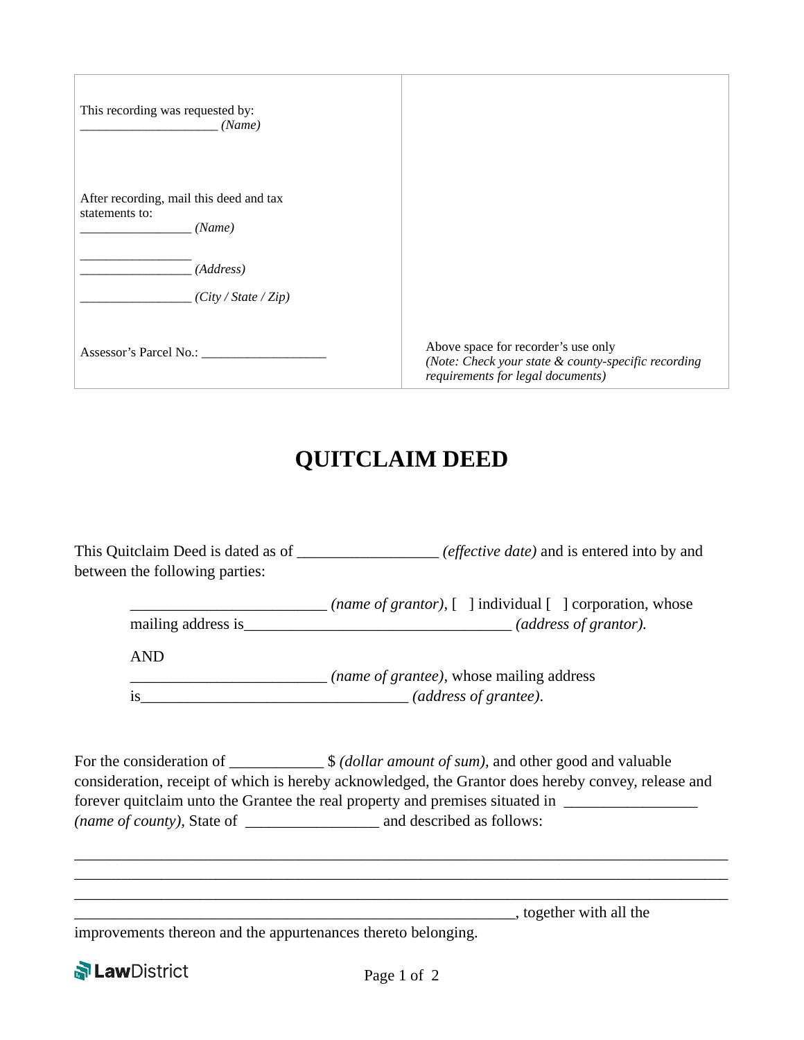| This recording was requested by: | |
| --- | --- |
| ____________________ *(Name)* | |
| After recording, mail this deed and tax statements to: | |
| ________________ *(Name)* | |
| ________________ | |
| ________________ *(Address)* | |
| ________________ *(City / State / Zip)* | |
| Assessor's Parcel No.: ___________________ | Above space for recorder's use only *(Note: Check your state & county-specific recording requirements for legal documents)* |

# QUITCLAIM DEED

This Quitclaim Deed is dated as of _________________ *(effective date)* and is entered into by and between the following parties:

> ________________________ *(name of grantor)*, [ ] individual [ ] corporation, whose mailing address is_________________________________ *(address of grantor).*
>
> AND
>
> ________________________ *(name of grantee)*, whose mailing address is_________________________________ *(address of grantee)*.

For the consideration of ____________ $ *(dollar amount of sum),* and other good and valuable consideration, receipt of which is hereby acknowledged, the Grantor does hereby convey, release and forever quitclaim unto the Grantee the real property and premises situated in ________________ *(name of county),* State of ________________ and described as follows:

________________________________________________________________________________

________________________________________________________________________________

________________________________________________________________________________

________________________________________________________________, together with all the improvements thereon and the appurtenances thereto belonging.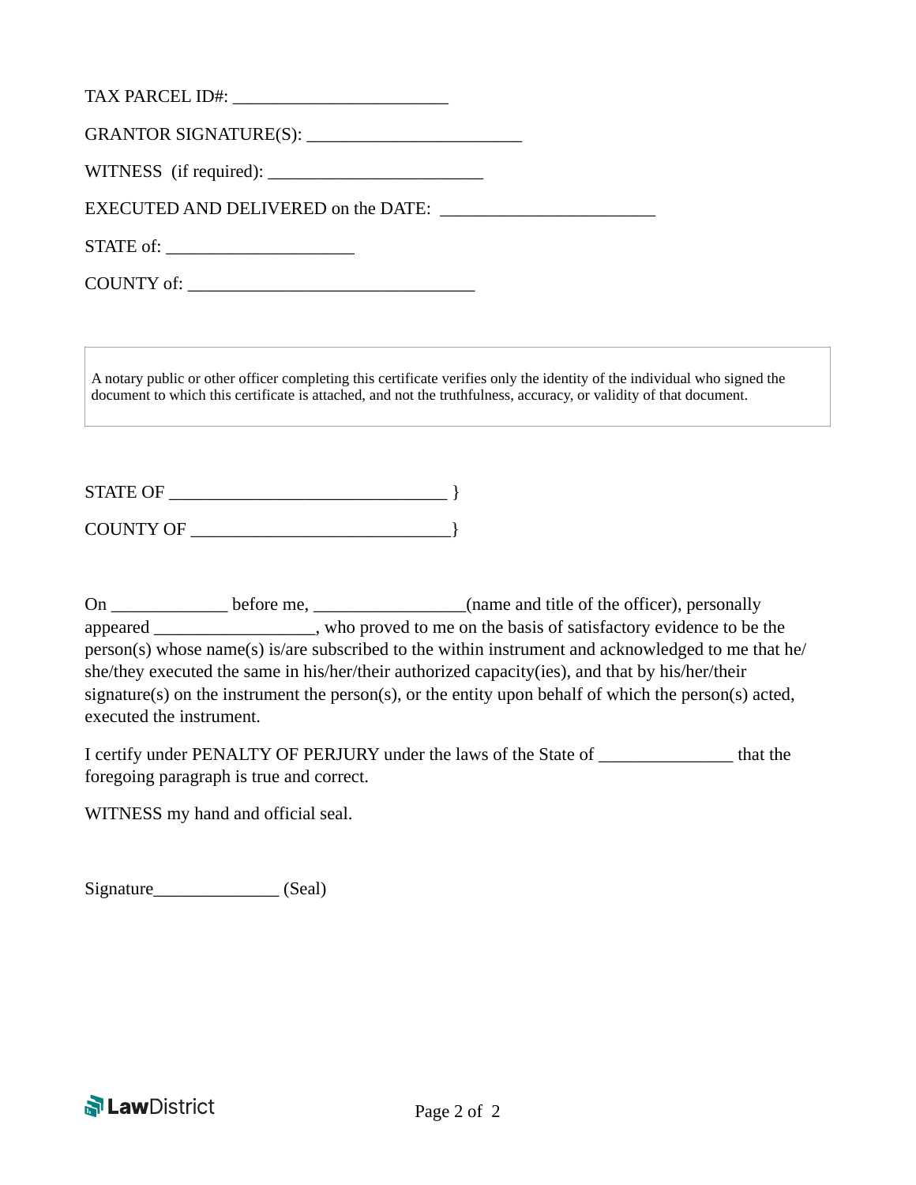TAX PARCEL ID#: ________________________

GRANTOR SIGNATURE(S): ________________________

WITNESS (if required): ________________________

EXECUTED AND DELIVERED on the DATE: ________________________

STATE of: _____________________

COUNTY of: ________________________________

> A notary public or other officer completing this certificate verifies only the identity of the individual who signed the document to which this certificate is attached, and not the truthfulness, accuracy, or validity of that document.

STATE OF _______________________________ }

COUNTY OF _____________________________}

On _____________ before me, _________________(name and title of the officer), personally appeared __________________, who proved to me on the basis of satisfactory evidence to be the person(s) whose name(s) is/are subscribed to the within instrument and acknowledged to me that he/she/they executed the same in his/her/their authorized capacity(ies), and that by his/her/their signature(s) on the instrument the person(s), or the entity upon behalf of which the person(s) acted, executed the instrument.

I certify under PENALTY OF PERJURY under the laws of the State of _______________ that the foregoing paragraph is true and correct.

WITNESS my hand and official seal.

Signature______________ (Seal)